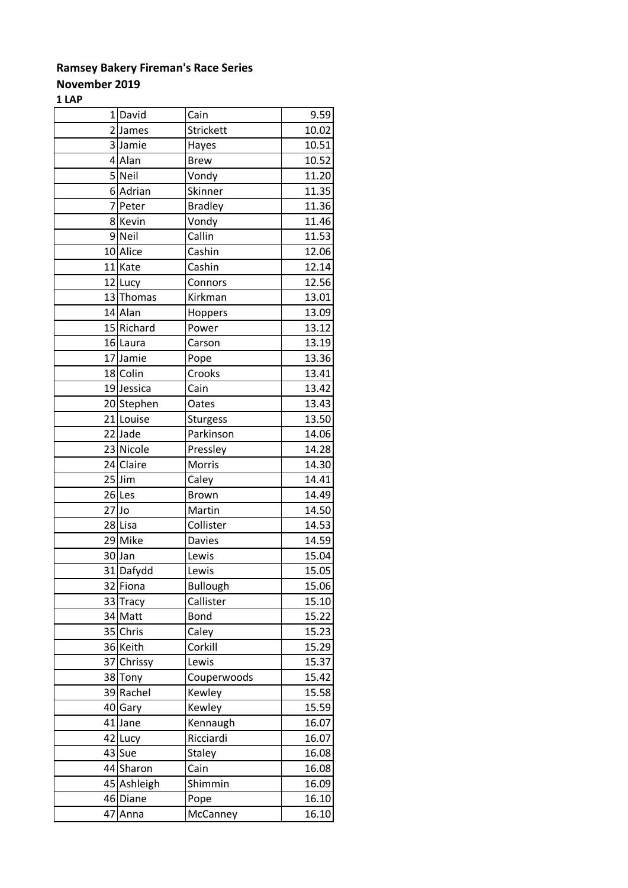**Ramsey Bakery Fireman's Race Series**

**November 2019**

**1 LAP**

| | | | |
|---|---|---|---|
| 1 | David | Cain | 9.59 |
| 2 | James | Strickett | 10.02 |
| 3 | Jamie | Hayes | 10.51 |
| 4 | Alan | Brew | 10.52 |
| 5 | Neil | Vondy | 11.20 |
| 6 | Adrian | Skinner | 11.35 |
| 7 | Peter | Bradley | 11.36 |
| 8 | Kevin | Vondy | 11.46 |
| 9 | Neil | Callin | 11.53 |
| 10 | Alice | Cashin | 12.06 |
| 11 | Kate | Cashin | 12.14 |
| 12 | Lucy | Connors | 12.56 |
| 13 | Thomas | Kirkman | 13.01 |
| 14 | Alan | Hoppers | 13.09 |
| 15 | Richard | Power | 13.12 |
| 16 | Laura | Carson | 13.19 |
| 17 | Jamie | Pope | 13.36 |
| 18 | Colin | Crooks | 13.41 |
| 19 | Jessica | Cain | 13.42 |
| 20 | Stephen | Oates | 13.43 |
| 21 | Louise | Sturgess | 13.50 |
| 22 | Jade | Parkinson | 14.06 |
| 23 | Nicole | Pressley | 14.28 |
| 24 | Claire | Morris | 14.30 |
| 25 | Jim | Caley | 14.41 |
| 26 | Les | Brown | 14.49 |
| 27 | Jo | Martin | 14.50 |
| 28 | Lisa | Collister | 14.53 |
| 29 | Mike | Davies | 14.59 |
| 30 | Jan | Lewis | 15.04 |
| 31 | Dafydd | Lewis | 15.05 |
| 32 | Fiona | Bullough | 15.06 |
| 33 | Tracy | Callister | 15.10 |
| 34 | Matt | Bond | 15.22 |
| 35 | Chris | Caley | 15.23 |
| 36 | Keith | Corkill | 15.29 |
| 37 | Chrissy | Lewis | 15.37 |
| 38 | Tony | Couperwoods | 15.42 |
| 39 | Rachel | Kewley | 15.58 |
| 40 | Gary | Kewley | 15.59 |
| 41 | Jane | Kennaugh | 16.07 |
| 42 | Lucy | Ricciardi | 16.07 |
| 43 | Sue | Staley | 16.08 |
| 44 | Sharon | Cain | 16.08 |
| 45 | Ashleigh | Shimmin | 16.09 |
| 46 | Diane | Pope | 16.10 |
| 47 | Anna | McCanney | 16.10 |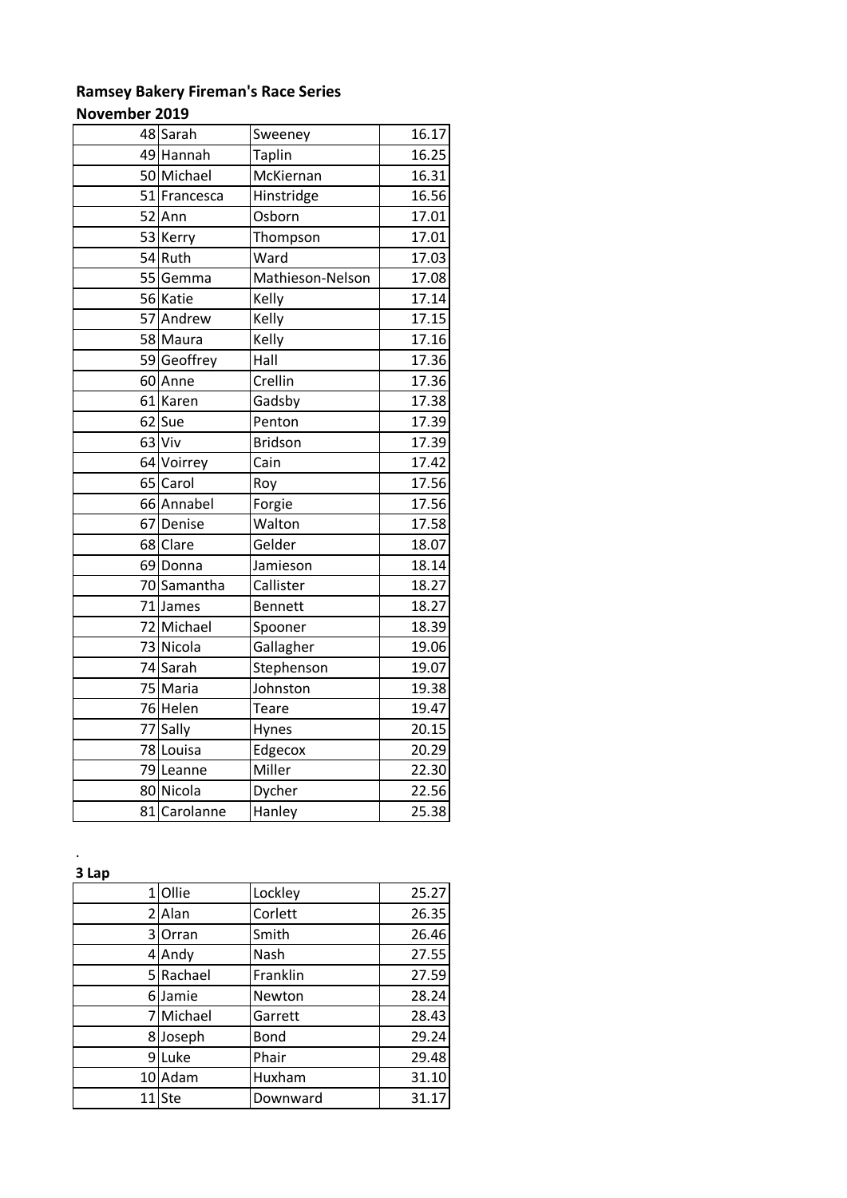**Ramsey Bakery Fireman's Race Series**

**November 2019**

| | | | |
|---|---|---|---|
| 48 | Sarah | Sweeney | 16.17 |
| 49 | Hannah | Taplin | 16.25 |
| 50 | Michael | McKiernan | 16.31 |
| 51 | Francesca | Hinstridge | 16.56 |
| 52 | Ann | Osborn | 17.01 |
| 53 | Kerry | Thompson | 17.01 |
| 54 | Ruth | Ward | 17.03 |
| 55 | Gemma | Mathieson-Nelson | 17.08 |
| 56 | Katie | Kelly | 17.14 |
| 57 | Andrew | Kelly | 17.15 |
| 58 | Maura | Kelly | 17.16 |
| 59 | Geoffrey | Hall | 17.36 |
| 60 | Anne | Crellin | 17.36 |
| 61 | Karen | Gadsby | 17.38 |
| 62 | Sue | Penton | 17.39 |
| 63 | Viv | Bridson | 17.39 |
| 64 | Voirrey | Cain | 17.42 |
| 65 | Carol | Roy | 17.56 |
| 66 | Annabel | Forgie | 17.56 |
| 67 | Denise | Walton | 17.58 |
| 68 | Clare | Gelder | 18.07 |
| 69 | Donna | Jamieson | 18.14 |
| 70 | Samantha | Callister | 18.27 |
| 71 | James | Bennett | 18.27 |
| 72 | Michael | Spooner | 18.39 |
| 73 | Nicola | Gallagher | 19.06 |
| 74 | Sarah | Stephenson | 19.07 |
| 75 | Maria | Johnston | 19.38 |
| 76 | Helen | Teare | 19.47 |
| 77 | Sally | Hynes | 20.15 |
| 78 | Louisa | Edgecox | 20.29 |
| 79 | Leanne | Miller | 22.30 |
| 80 | Nicola | Dycher | 22.56 |
| 81 | Carolanne | Hanley | 25.38 |

.

**3 Lap**

| | | | |
|---|---|---|---|
| 1 | Ollie | Lockley | 25.27 |
| 2 | Alan | Corlett | 26.35 |
| 3 | Orran | Smith | 26.46 |
| 4 | Andy | Nash | 27.55 |
| 5 | Rachael | Franklin | 27.59 |
| 6 | Jamie | Newton | 28.24 |
| 7 | Michael | Garrett | 28.43 |
| 8 | Joseph | Bond | 29.24 |
| 9 | Luke | Phair | 29.48 |
| 10 | Adam | Huxham | 31.10 |
| 11 | Ste | Downward | 31.17 |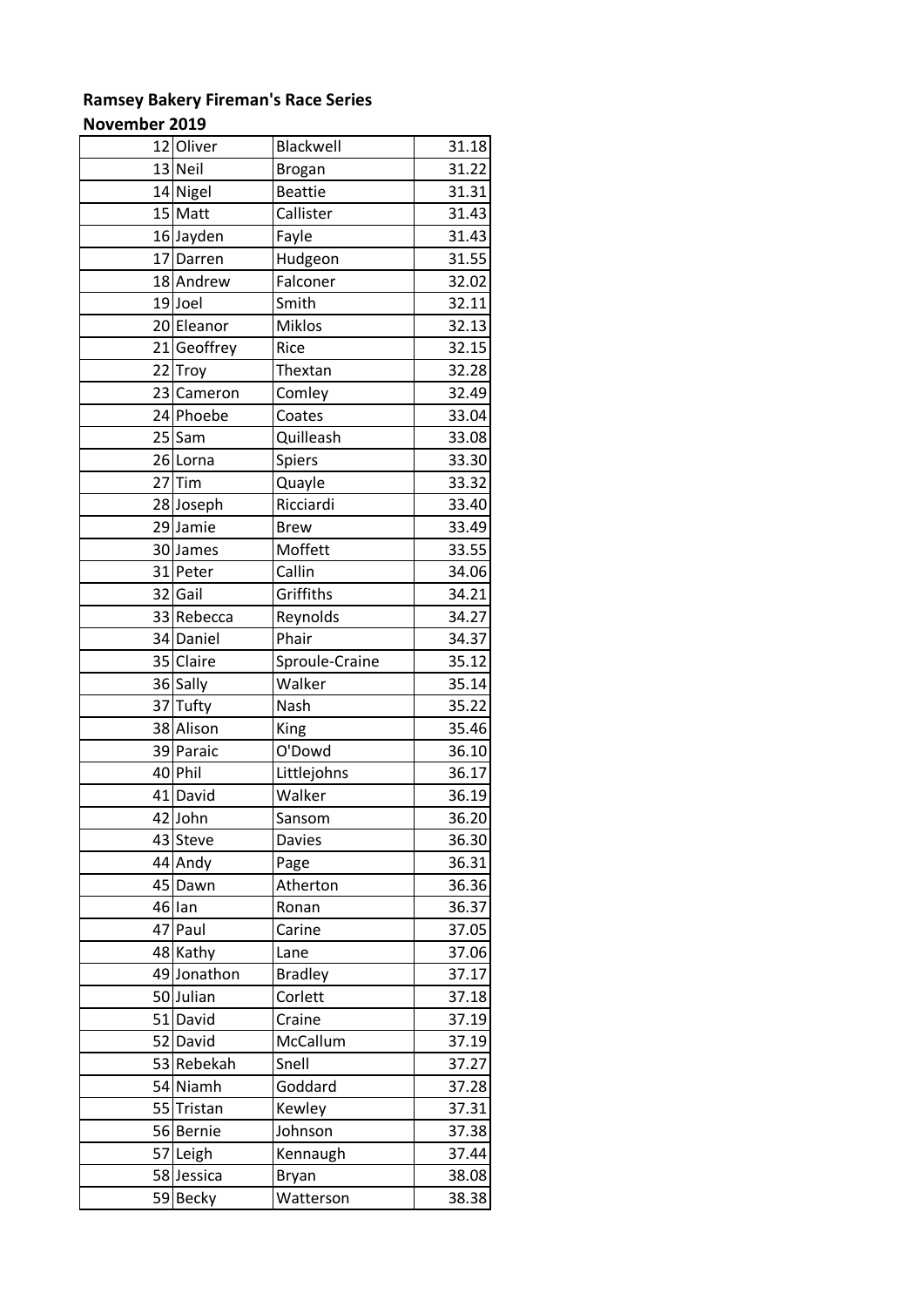**Ramsey Bakery Fireman's Race Series**

**November 2019**

| | | | |
|---|---|---|---|
| 12 | Oliver | Blackwell | 31.18 |
| 13 | Neil | Brogan | 31.22 |
| 14 | Nigel | Beattie | 31.31 |
| 15 | Matt | Callister | 31.43 |
| 16 | Jayden | Fayle | 31.43 |
| 17 | Darren | Hudgeon | 31.55 |
| 18 | Andrew | Falconer | 32.02 |
| 19 | Joel | Smith | 32.11 |
| 20 | Eleanor | Miklos | 32.13 |
| 21 | Geoffrey | Rice | 32.15 |
| 22 | Troy | Thextan | 32.28 |
| 23 | Cameron | Comley | 32.49 |
| 24 | Phoebe | Coates | 33.04 |
| 25 | Sam | Quilleash | 33.08 |
| 26 | Lorna | Spiers | 33.30 |
| 27 | Tim | Quayle | 33.32 |
| 28 | Joseph | Ricciardi | 33.40 |
| 29 | Jamie | Brew | 33.49 |
| 30 | James | Moffett | 33.55 |
| 31 | Peter | Callin | 34.06 |
| 32 | Gail | Griffiths | 34.21 |
| 33 | Rebecca | Reynolds | 34.27 |
| 34 | Daniel | Phair | 34.37 |
| 35 | Claire | Sproule-Craine | 35.12 |
| 36 | Sally | Walker | 35.14 |
| 37 | Tufty | Nash | 35.22 |
| 38 | Alison | King | 35.46 |
| 39 | Paraic | O'Dowd | 36.10 |
| 40 | Phil | Littlejohns | 36.17 |
| 41 | David | Walker | 36.19 |
| 42 | John | Sansom | 36.20 |
| 43 | Steve | Davies | 36.30 |
| 44 | Andy | Page | 36.31 |
| 45 | Dawn | Atherton | 36.36 |
| 46 | Ian | Ronan | 36.37 |
| 47 | Paul | Carine | 37.05 |
| 48 | Kathy | Lane | 37.06 |
| 49 | Jonathon | Bradley | 37.17 |
| 50 | Julian | Corlett | 37.18 |
| 51 | David | Craine | 37.19 |
| 52 | David | McCallum | 37.19 |
| 53 | Rebekah | Snell | 37.27 |
| 54 | Niamh | Goddard | 37.28 |
| 55 | Tristan | Kewley | 37.31 |
| 56 | Bernie | Johnson | 37.38 |
| 57 | Leigh | Kennaugh | 37.44 |
| 58 | Jessica | Bryan | 38.08 |
| 59 | Becky | Watterson | 38.38 |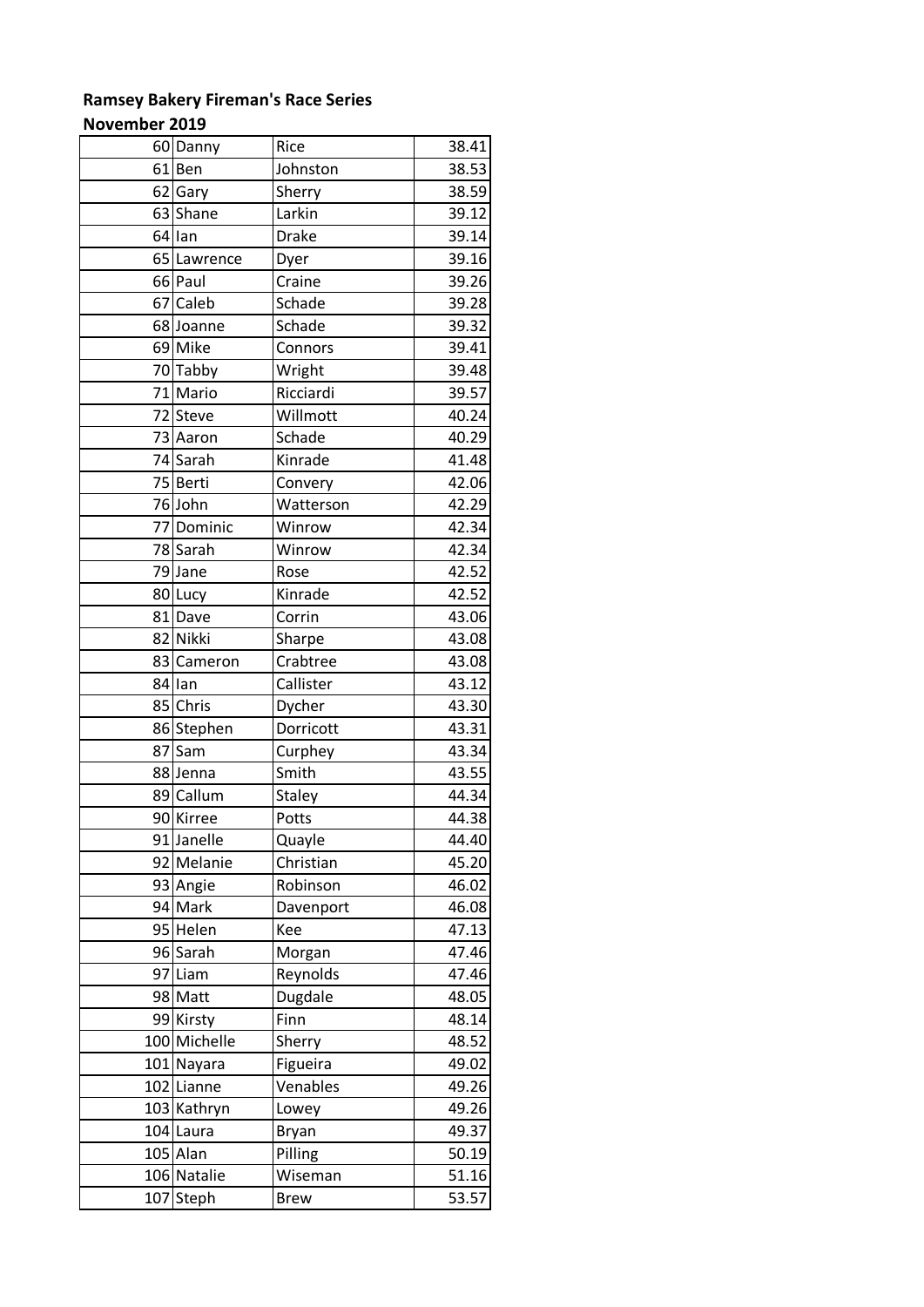**Ramsey Bakery Fireman's Race Series**

**November 2019**

| | | | |
|---|---|---|---|
| 60 | Danny | Rice | 38.41 |
| 61 | Ben | Johnston | 38.53 |
| 62 | Gary | Sherry | 38.59 |
| 63 | Shane | Larkin | 39.12 |
| 64 | Ian | Drake | 39.14 |
| 65 | Lawrence | Dyer | 39.16 |
| 66 | Paul | Craine | 39.26 |
| 67 | Caleb | Schade | 39.28 |
| 68 | Joanne | Schade | 39.32 |
| 69 | Mike | Connors | 39.41 |
| 70 | Tabby | Wright | 39.48 |
| 71 | Mario | Ricciardi | 39.57 |
| 72 | Steve | Willmott | 40.24 |
| 73 | Aaron | Schade | 40.29 |
| 74 | Sarah | Kinrade | 41.48 |
| 75 | Berti | Convery | 42.06 |
| 76 | John | Watterson | 42.29 |
| 77 | Dominic | Winrow | 42.34 |
| 78 | Sarah | Winrow | 42.34 |
| 79 | Jane | Rose | 42.52 |
| 80 | Lucy | Kinrade | 42.52 |
| 81 | Dave | Corrin | 43.06 |
| 82 | Nikki | Sharpe | 43.08 |
| 83 | Cameron | Crabtree | 43.08 |
| 84 | Ian | Callister | 43.12 |
| 85 | Chris | Dycher | 43.30 |
| 86 | Stephen | Dorricott | 43.31 |
| 87 | Sam | Curphey | 43.34 |
| 88 | Jenna | Smith | 43.55 |
| 89 | Callum | Staley | 44.34 |
| 90 | Kirree | Potts | 44.38 |
| 91 | Janelle | Quayle | 44.40 |
| 92 | Melanie | Christian | 45.20 |
| 93 | Angie | Robinson | 46.02 |
| 94 | Mark | Davenport | 46.08 |
| 95 | Helen | Kee | 47.13 |
| 96 | Sarah | Morgan | 47.46 |
| 97 | Liam | Reynolds | 47.46 |
| 98 | Matt | Dugdale | 48.05 |
| 99 | Kirsty | Finn | 48.14 |
| 100 | Michelle | Sherry | 48.52 |
| 101 | Nayara | Figueira | 49.02 |
| 102 | Lianne | Venables | 49.26 |
| 103 | Kathryn | Lowey | 49.26 |
| 104 | Laura | Bryan | 49.37 |
| 105 | Alan | Pilling | 50.19 |
| 106 | Natalie | Wiseman | 51.16 |
| 107 | Steph | Brew | 53.57 |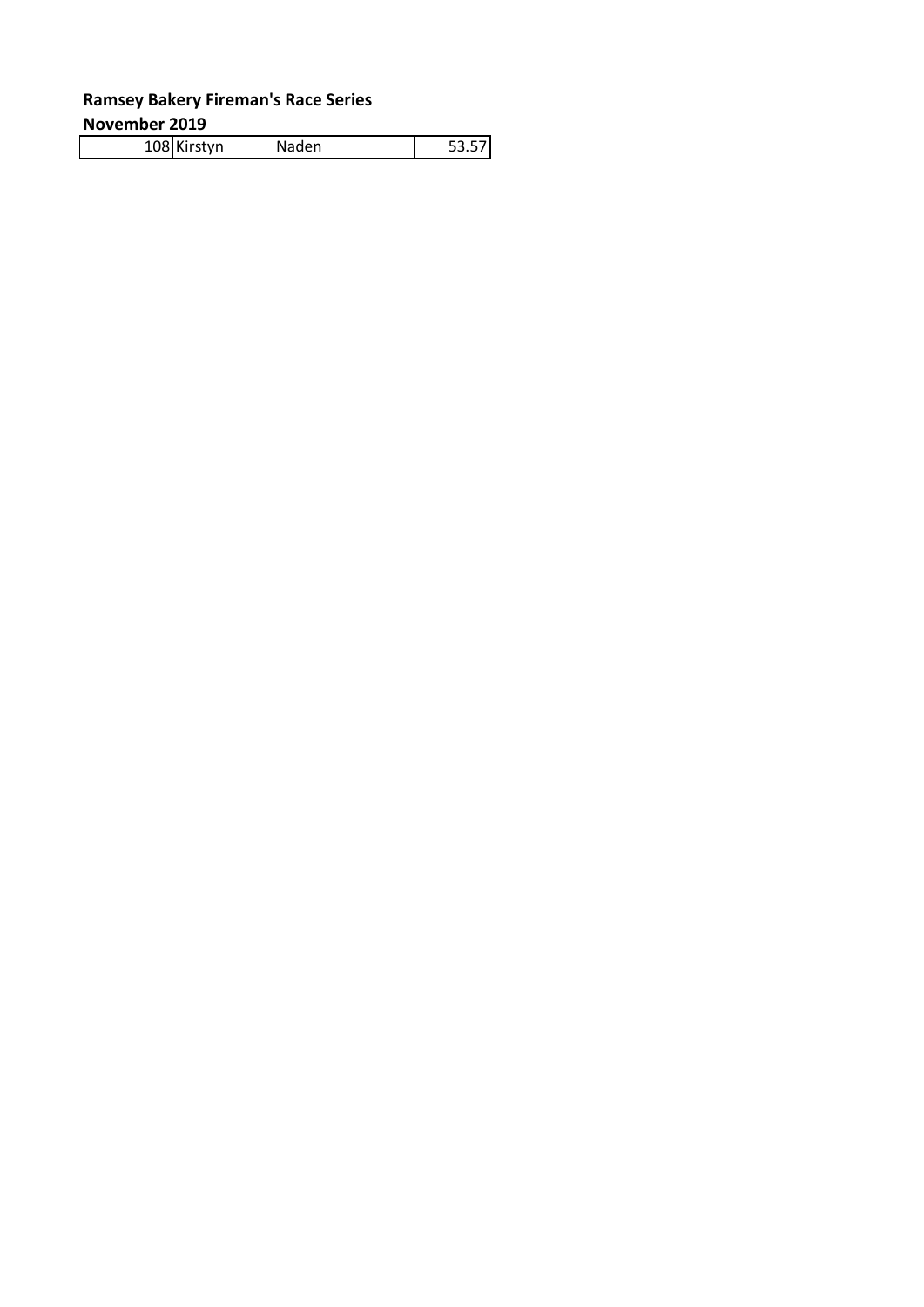**Ramsey Bakery Fireman's Race Series**

**November 2019**

| | | | |
|---|---|---|---|
| 108 | Kirstyn | Naden | 53.57 |